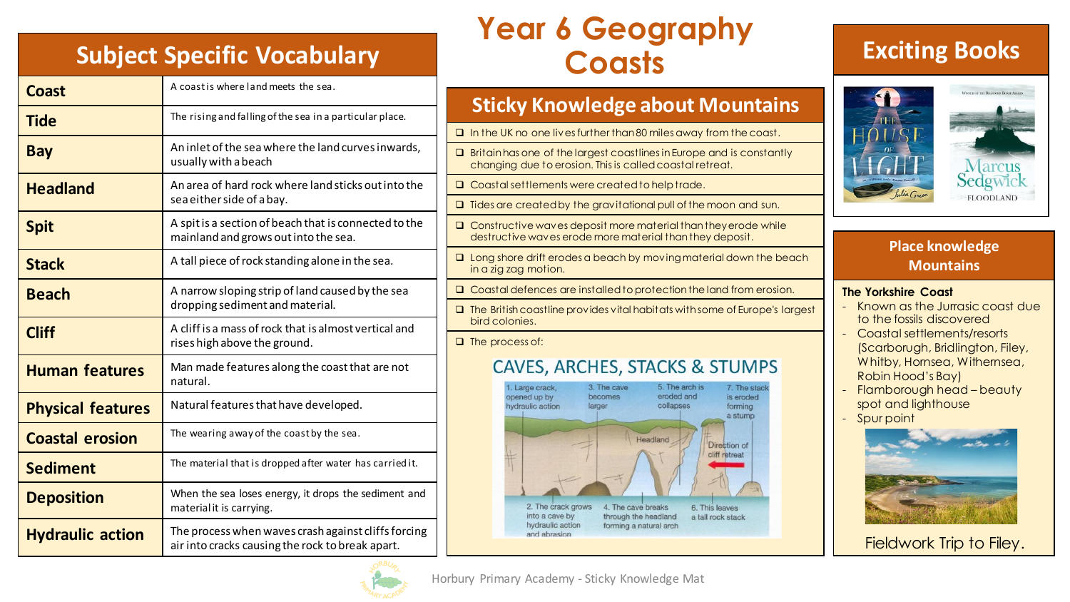# Year 6 Geography Coasts

## Subject Specific Vocabulary

| Term | Definition |
| --- | --- |
| **Coast** | A coast is where land meets the sea. |
| **Tide** | The rising and falling of the sea in a particular place. |
| **Bay** | An inlet of the sea where the land curves inwards, usually with a beach |
| **Headland** | An area of hard rock where land sticks out into the sea either side of a bay. |
| **Spit** | A spit is a section of beach that is connected to the mainland and grows out into the sea. |
| **Stack** | A tall piece of rock standing alone in the sea. |
| **Beach** | A narrow sloping strip of land caused by the sea dropping sediment and material. |
| **Cliff** | A cliff is a mass of rock that is almost vertical and rises high above the ground. |
| **Human features** | Man made features along the coast that are not natural. |
| **Physical features** | Natural features that have developed. |
| **Coastal erosion** | The wearing away of the coast by the sea. |
| **Sediment** | The material that is dropped after water has carried it. |
| **Deposition** | When the sea loses energy, it drops the sediment and material it is carrying. |
| **Hydraulic action** | The process when waves crash against cliffs forcing air into cracks causing the rock to break apart. |

## Sticky Knowledge about Mountains

- In the UK no one lives further than 80 miles away from the coast.
- Britain has one of the largest coastlines in Europe and is constantly changing due to erosion. This is called coastal retreat.
- Coastal settlements were created to help trade.
- Tides are created by the gravitational pull of the moon and sun.
- Constructive waves deposit more material than they erode while destructive waves erode more material than they deposit.
- Long shore drift erodes a beach by moving material down the beach in a zig zag motion.
- Coastal defences are installed to protection the land from erosion.
- The British coastline provides vital habitats with some of Europe's largest bird colonies.
- The process of:

### CAVES, ARCHES, STACKS & STUMPS

1. Large crack, opened up by hydraulic action
2. The crack grows into a cave by hydraulic action and abrasion
3. The cave becomes larger
4. The cave breaks through the headland forming a natural arch
5. The arch is eroded and collapses
6. This leaves a tall rock stack
7. The stack is eroded forming a stump

Headland — Direction of cliff retreat

## Exciting Books

- The House of Light – Julia Green
- Floodland – Marcus Sedgwick

## Place knowledge Mountains

**The Yorkshire Coast**

- Known as the Jurrasic coast due to the fossils discovered
- Coastal settlements/resorts (Scarborugh, Bridlington, Filey, Whitby, Hornsea, Withernsea, Robin Hood's Bay)
- Flamborough head – beauty spot and lighthouse
- Spur point

Fieldwork Trip to Filey.

Horbury Primary Academy - Sticky Knowledge Mat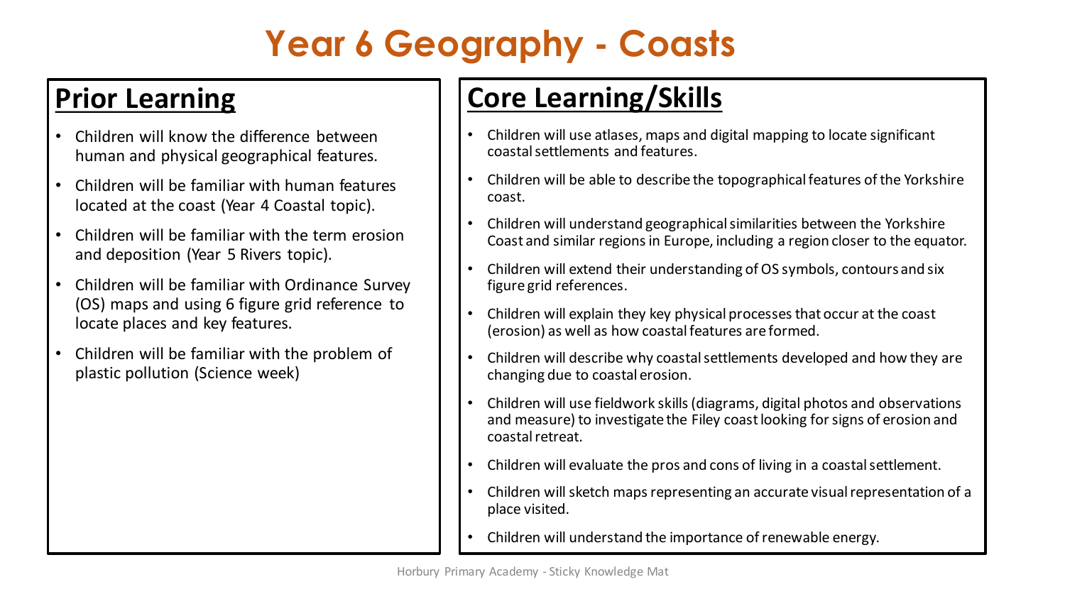# Year 6 Geography - Coasts

## Prior Learning

- Children will know the difference between human and physical geographical features.
- Children will be familiar with human features located at the coast (Year 4 Coastal topic).
- Children will be familiar with the term erosion and deposition (Year 5 Rivers topic).
- Children will be familiar with Ordinance Survey (OS) maps and using 6 figure grid reference to locate places and key features.
- Children will be familiar with the problem of plastic pollution (Science week)

## Core Learning/Skills

- Children will use atlases, maps and digital mapping to locate significant coastal settlements and features.
- Children will be able to describe the topographical features of the Yorkshire coast.
- Children will understand geographical similarities between the Yorkshire Coast and similar regions in Europe, including a region closer to the equator.
- Children will extend their understanding of OS symbols, contours and six figure grid references.
- Children will explain they key physical processes that occur at the coast (erosion) as well as how coastal features are formed.
- Children will describe why coastal settlements developed and how they are changing due to coastal erosion.
- Children will use fieldwork skills (diagrams, digital photos and observations and measure) to investigate the Filey coast looking for signs of erosion and coastal retreat.
- Children will evaluate the pros and cons of living in a coastal settlement.
- Children will sketch maps representing an accurate visual representation of a place visited.
- Children will understand the importance of renewable energy.

Horbury Primary Academy - Sticky Knowledge Mat